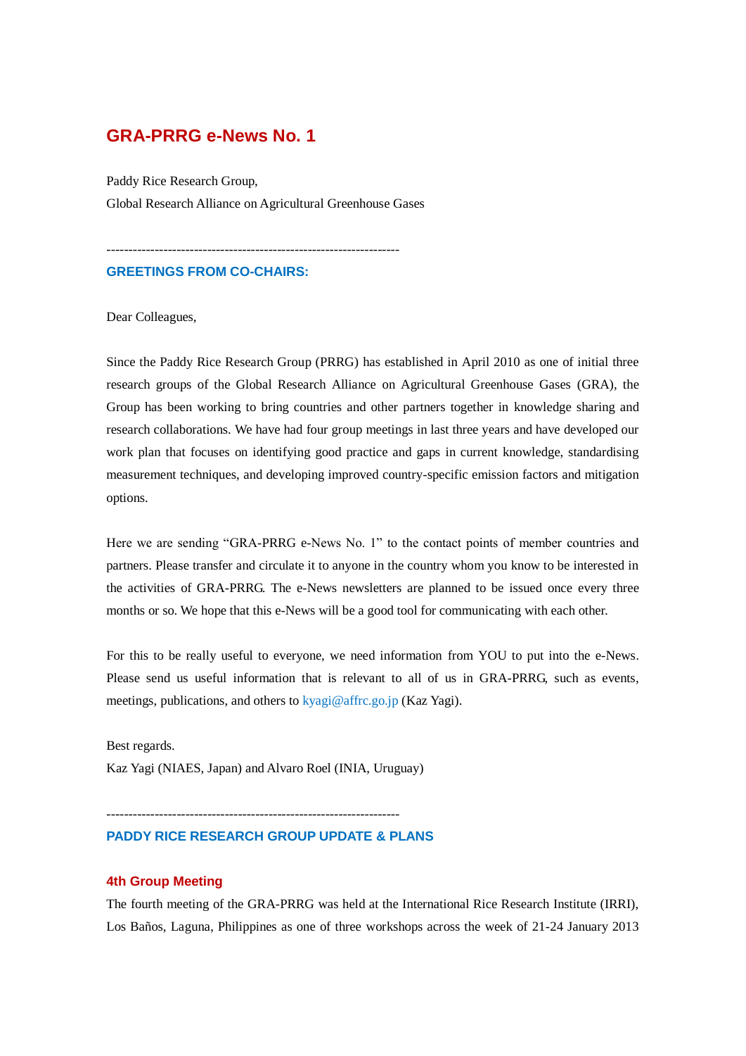# GRA-PRRG e-News No. 1

Paddy Rice Research Group,
Global Research Alliance on Agricultural Greenhouse Gases

-------------------------------------------------------------------

## GREETINGS FROM CO-CHAIRS:

Dear Colleagues,

Since the Paddy Rice Research Group (PRRG) has established in April 2010 as one of initial three research groups of the Global Research Alliance on Agricultural Greenhouse Gases (GRA), the Group has been working to bring countries and other partners together in knowledge sharing and research collaborations. We have had four group meetings in last three years and have developed our work plan that focuses on identifying good practice and gaps in current knowledge, standardising measurement techniques, and developing improved country-specific emission factors and mitigation options.

Here we are sending "GRA-PRRG e-News No. 1" to the contact points of member countries and partners. Please transfer and circulate it to anyone in the country whom you know to be interested in the activities of GRA-PRRG. The e-News newsletters are planned to be issued once every three months or so. We hope that this e-News will be a good tool for communicating with each other.

For this to be really useful to everyone, we need information from YOU to put into the e-News. Please send us useful information that is relevant to all of us in GRA-PRRG, such as events, meetings, publications, and others to kyagi@affrc.go.jp (Kaz Yagi).

Best regards.
Kaz Yagi (NIAES, Japan) and Alvaro Roel (INIA, Uruguay)

-------------------------------------------------------------------

## PADDY RICE RESEARCH GROUP UPDATE & PLANS

### 4th Group Meeting

The fourth meeting of the GRA-PRRG was held at the International Rice Research Institute (IRRI), Los Baños, Laguna, Philippines as one of three workshops across the week of 21-24 January 2013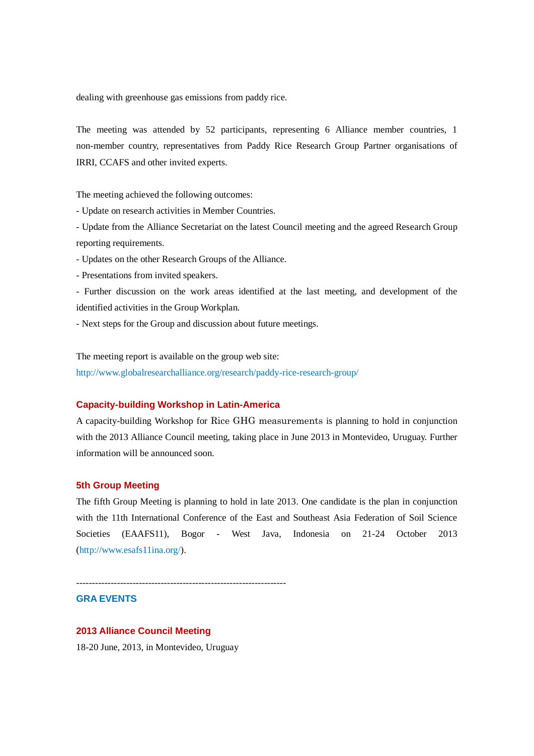dealing with greenhouse gas emissions from paddy rice.

The meeting was attended by 52 participants, representing 6 Alliance member countries, 1 non-member country, representatives from Paddy Rice Research Group Partner organisations of IRRI, CCAFS and other invited experts.

The meeting achieved the following outcomes:

- Update on research activities in Member Countries.
- Update from the Alliance Secretariat on the latest Council meeting and the agreed Research Group reporting requirements.
- Updates on the other Research Groups of the Alliance.
- Presentations from invited speakers.
- Further discussion on the work areas identified at the last meeting, and development of the identified activities in the Group Workplan.
- Next steps for the Group and discussion about future meetings.

The meeting report is available on the group web site:
http://www.globalresearchalliance.org/research/paddy-rice-research-group/

### Capacity-building Workshop in Latin-America

A capacity-building Workshop for Rice GHG measurements is planning to hold in conjunction with the 2013 Alliance Council meeting, taking place in June 2013 in Montevideo, Uruguay. Further information will be announced soon.

### 5th Group Meeting

The fifth Group Meeting is planning to hold in late 2013. One candidate is the plan in conjunction with the 11th International Conference of the East and Southeast Asia Federation of Soil Science Societies (EAAFS11), Bogor - West Java, Indonesia on 21-24 October 2013 (http://www.esafs11ina.org/).

-------------------------------------------------------------------

## GRA EVENTS

### 2013 Alliance Council Meeting

18-20 June, 2013, in Montevideo, Uruguay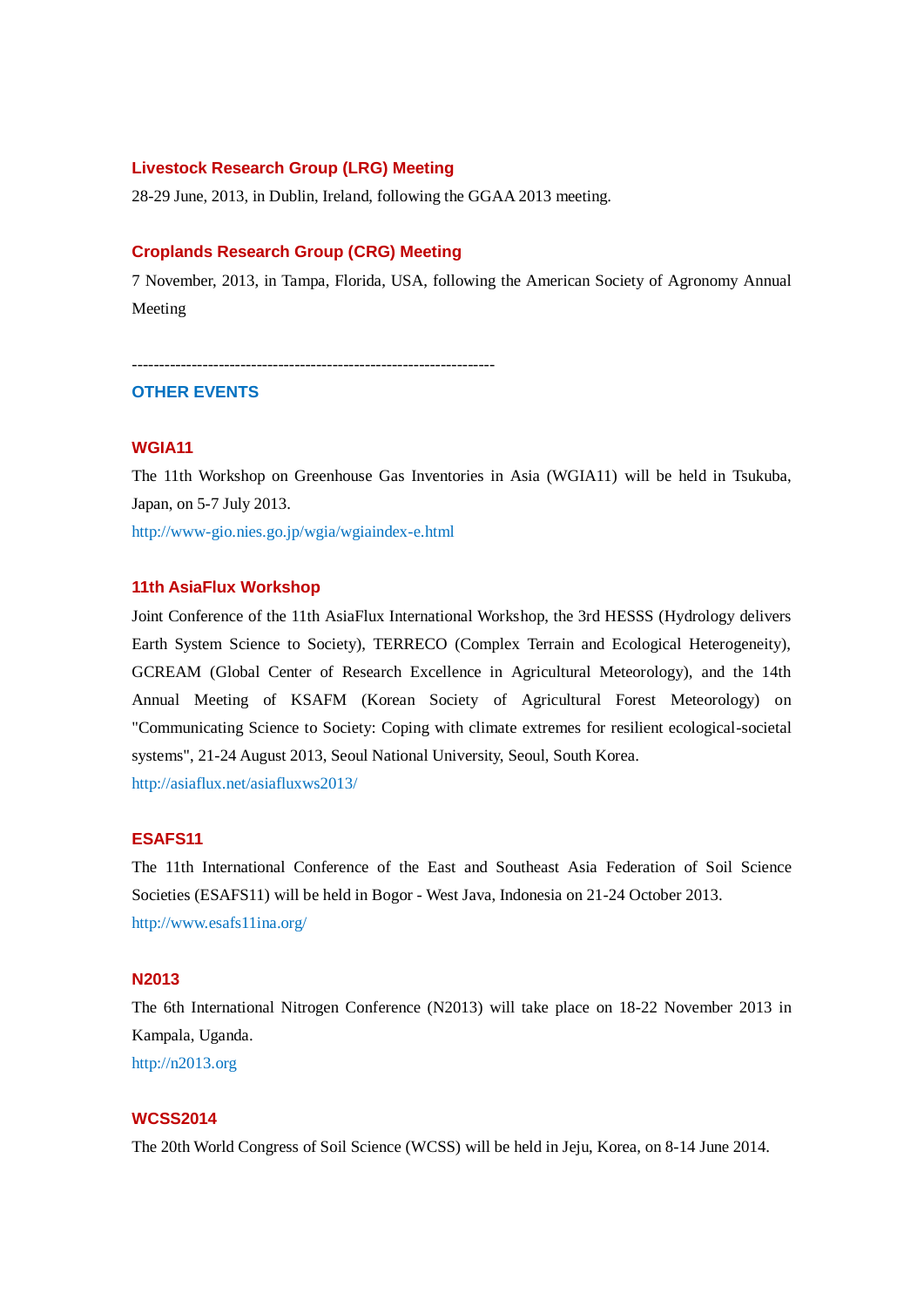### Livestock Research Group (LRG) Meeting

28-29 June, 2013, in Dublin, Ireland, following the GGAA 2013 meeting.

### Croplands Research Group (CRG) Meeting

7 November, 2013, in Tampa, Florida, USA, following the American Society of Agronomy Annual Meeting

--------------------------------------------------------------------

## OTHER EVENTS

### WGIA11

The 11th Workshop on Greenhouse Gas Inventories in Asia (WGIA11) will be held in Tsukuba, Japan, on 5-7 July 2013.

http://www-gio.nies.go.jp/wgia/wgiaindex-e.html

### 11th AsiaFlux Workshop

Joint Conference of the 11th AsiaFlux International Workshop, the 3rd HESSS (Hydrology delivers Earth System Science to Society), TERRECO (Complex Terrain and Ecological Heterogeneity), GCREAM (Global Center of Research Excellence in Agricultural Meteorology), and the 14th Annual Meeting of KSAFM (Korean Society of Agricultural Forest Meteorology) on "Communicating Science to Society: Coping with climate extremes for resilient ecological-societal systems", 21-24 August 2013, Seoul National University, Seoul, South Korea.

http://asiaflux.net/asiafluxws2013/

### ESAFS11

The 11th International Conference of the East and Southeast Asia Federation of Soil Science Societies (ESAFS11) will be held in Bogor - West Java, Indonesia on 21-24 October 2013.

http://www.esafs11ina.org/

### N2013

The 6th International Nitrogen Conference (N2013) will take place on 18-22 November 2013 in Kampala, Uganda.

http://n2013.org

### WCSS2014

The 20th World Congress of Soil Science (WCSS) will be held in Jeju, Korea, on 8-14 June 2014.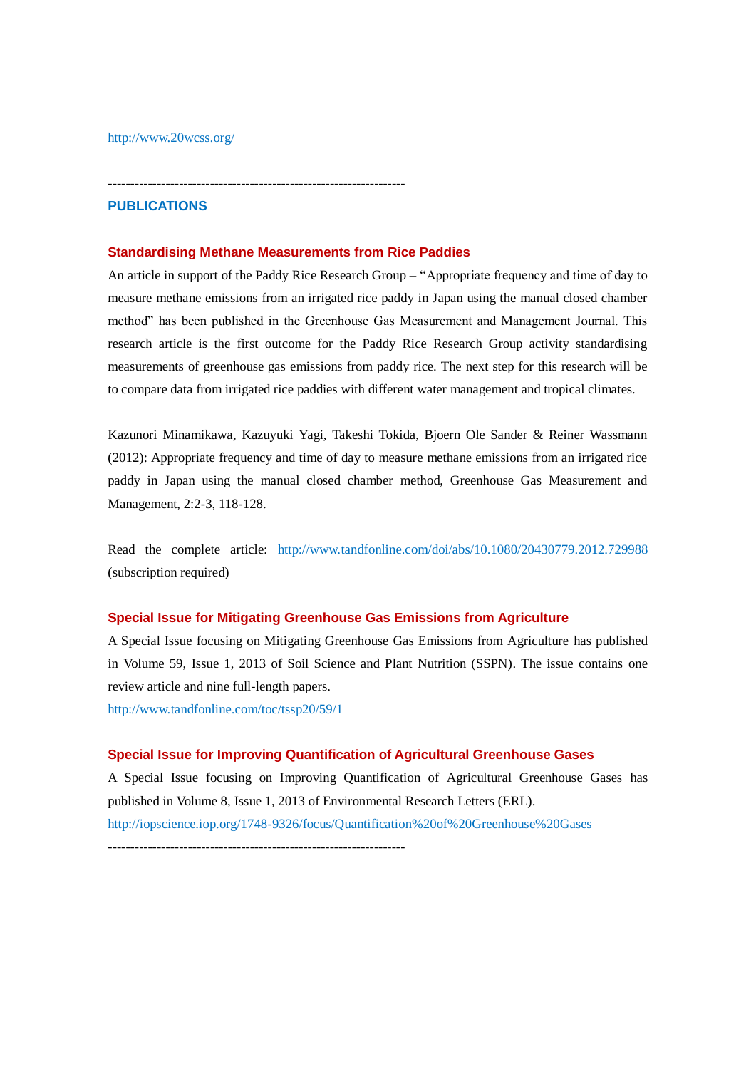http://www.20wcss.org/

------------------------------------------------------------------

## PUBLICATIONS

### Standardising Methane Measurements from Rice Paddies

An article in support of the Paddy Rice Research Group – "Appropriate frequency and time of day to measure methane emissions from an irrigated rice paddy in Japan using the manual closed chamber method" has been published in the Greenhouse Gas Measurement and Management Journal. This research article is the first outcome for the Paddy Rice Research Group activity standardising measurements of greenhouse gas emissions from paddy rice. The next step for this research will be to compare data from irrigated rice paddies with different water management and tropical climates.

Kazunori Minamikawa, Kazuyuki Yagi, Takeshi Tokida, Bjoern Ole Sander & Reiner Wassmann (2012): Appropriate frequency and time of day to measure methane emissions from an irrigated rice paddy in Japan using the manual closed chamber method, Greenhouse Gas Measurement and Management, 2:2-3, 118-128.

Read the complete article: http://www.tandfonline.com/doi/abs/10.1080/20430779.2012.729988 (subscription required)

### Special Issue for Mitigating Greenhouse Gas Emissions from Agriculture

A Special Issue focusing on Mitigating Greenhouse Gas Emissions from Agriculture has published in Volume 59, Issue 1, 2013 of Soil Science and Plant Nutrition (SSPN). The issue contains one review article and nine full-length papers.

http://www.tandfonline.com/toc/tssp20/59/1

### Special Issue for Improving Quantification of Agricultural Greenhouse Gases

A Special Issue focusing on Improving Quantification of Agricultural Greenhouse Gases has published in Volume 8, Issue 1, 2013 of Environmental Research Letters (ERL).

http://iopscience.iop.org/1748-9326/focus/Quantification%20of%20Greenhouse%20Gases

------------------------------------------------------------------